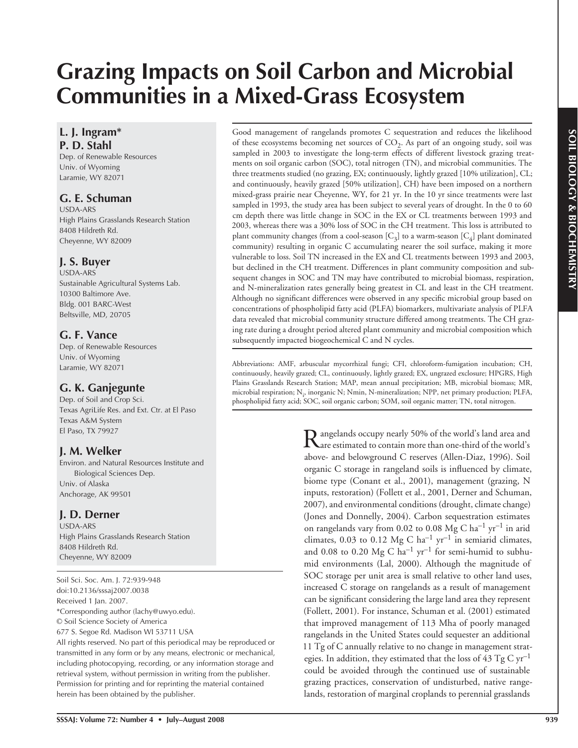# Grazing Impacts on Soil Carbon and Microbial Communities in a Mixed-Grass Ecosystem

**L. J. Ingram***
**P. D. Stahl**
Dep. of Renewable Resources
Univ. of Wyoming
Laramie, WY 82071

**G. E. Schuman**
USDA-ARS
High Plains Grasslands Research Station
8408 Hildreth Rd.
Cheyenne, WY 82009

**J. S. Buyer**
USDA-ARS
Sustainable Agricultural Systems Lab.
10300 Baltimore Ave.
Bldg. 001 BARC-West
Beltsville, MD, 20705

**G. F. Vance**
Dep. of Renewable Resources
Univ. of Wyoming
Laramie, WY 82071

**G. K. Ganjegunte**
Dep. of Soil and Crop Sci.
Texas AgriLife Res. and Ext. Ctr. at El Paso
Texas A&M System
El Paso, TX 79927

**J. M. Welker**
Environ. and Natural Resources Institute and Biological Sciences Dep.
Univ. of Alaska
Anchorage, AK 99501

**J. D. Derner**
USDA-ARS
High Plains Grasslands Research Station
8408 Hildreth Rd.
Cheyenne, WY 82009

Soil Sci. Soc. Am. J. 72:939-948
doi:10.2136/sssaj2007.0038
Received 1 Jan. 2007.
*Corresponding author (lachy@uwyo.edu).
© Soil Science Society of America
677 S. Segoe Rd. Madison WI 53711 USA
All rights reserved. No part of this periodical may be reproduced or transmitted in any form or by any means, electronic or mechanical, including photocopying, recording, or any information storage and retrieval system, without permission in writing from the publisher. Permission for printing and for reprinting the material contained herein has been obtained by the publisher.

Good management of rangelands promotes C sequestration and reduces the likelihood of these ecosystems becoming net sources of $CO_2$. As part of an ongoing study, soil was sampled in 2003 to investigate the long-term effects of different livestock grazing treatments on soil organic carbon (SOC), total nitrogen (TN), and microbial communities. The three treatments studied (no grazing, EX; continuously, lightly grazed [10% utilization], CL; and continuously, heavily grazed [50% utilization], CH) have been imposed on a northern mixed-grass prairie near Cheyenne, WY, for 21 yr. In the 10 yr since treatments were last sampled in 1993, the study area has been subject to several years of drought. In the 0 to 60 cm depth there was little change in SOC in the EX or CL treatments between 1993 and 2003, whereas there was a 30% loss of SOC in the CH treatment. This loss is attributed to plant community changes (from a cool-season [$C_3$] to a warm-season [$C_4$] plant dominated community) resulting in organic C accumulating nearer the soil surface, making it more vulnerable to loss. Soil TN increased in the EX and CL treatments between 1993 and 2003, but declined in the CH treatment. Differences in plant community composition and subsequent changes in SOC and TN may have contributed to microbial biomass, respiration, and N-mineralization rates generally being greatest in CL and least in the CH treatment. Although no significant differences were observed in any specific microbial group based on concentrations of phospholipid fatty acid (PLFA) biomarkers, multivariate analysis of PLFA data revealed that microbial community structure differed among treatments. The CH grazing rate during a drought period altered plant community and microbial composition which subsequently impacted biogeochemical C and N cycles.

Abbreviations: AMF, arbuscular mycorrhizal fungi; CFI, chloroform-fumigation incubation; CH, continuously, heavily grazed; CL, continuously, lightly grazed; EX, ungrazed exclosure; HPGRS, High Plains Grasslands Research Station; MAP, mean annual precipitation; MB, microbial biomass; MR, microbial respiration; $N_i$, inorganic N; Nmin, N-mineralization; NPP, net primary production; PLFA, phospholipid fatty acid; SOC, soil organic carbon; SOM, soil organic matter; TN, total nitrogen.

Rangelands occupy nearly 50% of the world's land area and are estimated to contain more than one-third of the world's above- and belowground C reserves (Allen-Diaz, 1996). Soil organic C storage in rangeland soils is influenced by climate, biome type (Conant et al., 2001), management (grazing, N inputs, restoration) (Follett et al., 2001, Derner and Schuman, 2007), and environmental conditions (drought, climate change) (Jones and Donnelly, 2004). Carbon sequestration estimates on rangelands vary from 0.02 to 0.08 Mg C $ha^{-1}$ $yr^{-1}$ in arid climates, 0.03 to 0.12 Mg C $ha^{-1}$ $yr^{-1}$ in semiarid climates, and 0.08 to 0.20 Mg C $ha^{-1}$ $yr^{-1}$ for semi-humid to subhumid environments (Lal, 2000). Although the magnitude of SOC storage per unit area is small relative to other land uses, increased C storage on rangelands as a result of management can be significant considering the large land area they represent (Follett, 2001). For instance, Schuman et al. (2001) estimated that improved management of 113 Mha of poorly managed rangelands in the United States could sequester an additional 11 Tg of C annually relative to no change in management strategies. In addition, they estimated that the loss of 43 Tg C $yr^{-1}$ could be avoided through the continued use of sustainable grazing practices, conservation of undisturbed, native rangelands, restoration of marginal croplands to perennial grasslands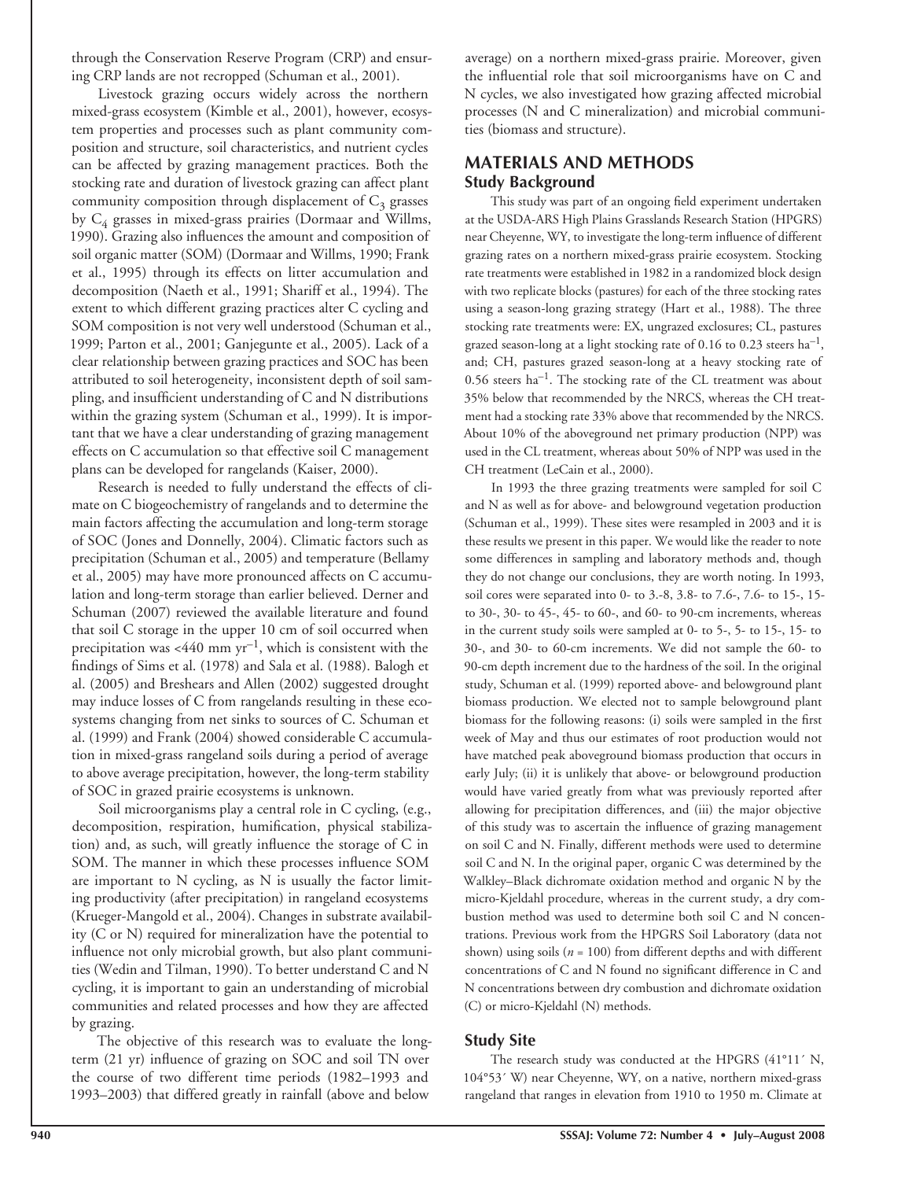through the Conservation Reserve Program (CRP) and ensuring CRP lands are not recropped (Schuman et al., 2001).

Livestock grazing occurs widely across the northern mixed-grass ecosystem (Kimble et al., 2001), however, ecosystem properties and processes such as plant community composition and structure, soil characteristics, and nutrient cycles can be affected by grazing management practices. Both the stocking rate and duration of livestock grazing can affect plant community composition through displacement of $C_3$ grasses by $C_4$ grasses in mixed-grass prairies (Dormaar and Willms, 1990). Grazing also influences the amount and composition of soil organic matter (SOM) (Dormaar and Willms, 1990; Frank et al., 1995) through its effects on litter accumulation and decomposition (Naeth et al., 1991; Shariff et al., 1994). The extent to which different grazing practices alter C cycling and SOM composition is not very well understood (Schuman et al., 1999; Parton et al., 2001; Ganjegunte et al., 2005). Lack of a clear relationship between grazing practices and SOC has been attributed to soil heterogeneity, inconsistent depth of soil sampling, and insufficient understanding of C and N distributions within the grazing system (Schuman et al., 1999). It is important that we have a clear understanding of grazing management effects on C accumulation so that effective soil C management plans can be developed for rangelands (Kaiser, 2000).

Research is needed to fully understand the effects of climate on C biogeochemistry of rangelands and to determine the main factors affecting the accumulation and long-term storage of SOC (Jones and Donnelly, 2004). Climatic factors such as precipitation (Schuman et al., 2005) and temperature (Bellamy et al., 2005) may have more pronounced affects on C accumulation and long-term storage than earlier believed. Derner and Schuman (2007) reviewed the available literature and found that soil C storage in the upper 10 cm of soil occurred when precipitation was <440 mm yr$^{-1}$, which is consistent with the findings of Sims et al. (1978) and Sala et al. (1988). Balogh et al. (2005) and Breshears and Allen (2002) suggested drought may induce losses of C from rangelands resulting in these ecosystems changing from net sinks to sources of C. Schuman et al. (1999) and Frank (2004) showed considerable C accumulation in mixed-grass rangeland soils during a period of average to above average precipitation, however, the long-term stability of SOC in grazed prairie ecosystems is unknown.

Soil microorganisms play a central role in C cycling, (e.g., decomposition, respiration, humification, physical stabilization) and, as such, will greatly influence the storage of C in SOM. The manner in which these processes influence SOM are important to N cycling, as N is usually the factor limiting productivity (after precipitation) in rangeland ecosystems (Krueger-Mangold et al., 2004). Changes in substrate availability (C or N) required for mineralization have the potential to influence not only microbial growth, but also plant communities (Wedin and Tilman, 1990). To better understand C and N cycling, it is important to gain an understanding of microbial communities and related processes and how they are affected by grazing.

The objective of this research was to evaluate the long-term (21 yr) influence of grazing on SOC and soil TN over the course of two different time periods (1982–1993 and 1993–2003) that differed greatly in rainfall (above and below average) on a northern mixed-grass prairie. Moreover, given the influential role that soil microorganisms have on C and N cycles, we also investigated how grazing affected microbial processes (N and C mineralization) and microbial communities (biomass and structure).

## MATERIALS AND METHODS

### Study Background

This study was part of an ongoing field experiment undertaken at the USDA-ARS High Plains Grasslands Research Station (HPGRS) near Cheyenne, WY, to investigate the long-term influence of different grazing rates on a northern mixed-grass prairie ecosystem. Stocking rate treatments were established in 1982 in a randomized block design with two replicate blocks (pastures) for each of the three stocking rates using a season-long grazing strategy (Hart et al., 1988). The three stocking rate treatments were: EX, ungrazed exclosures; CL, pastures grazed season-long at a light stocking rate of 0.16 to 0.23 steers ha$^{-1}$, and; CH, pastures grazed season-long at a heavy stocking rate of 0.56 steers ha$^{-1}$. The stocking rate of the CL treatment was about 35% below that recommended by the NRCS, whereas the CH treatment had a stocking rate 33% above that recommended by the NRCS. About 10% of the aboveground net primary production (NPP) was used in the CL treatment, whereas about 50% of NPP was used in the CH treatment (LeCain et al., 2000).

In 1993 the three grazing treatments were sampled for soil C and N as well as for above- and belowground vegetation production (Schuman et al., 1999). These sites were resampled in 2003 and it is these results we present in this paper. We would like the reader to note some differences in sampling and laboratory methods and, though they do not change our conclusions, they are worth noting. In 1993, soil cores were separated into 0- to 3.-8, 3.8- to 7.6-, 7.6- to 15-, 15- to 30-, 30- to 45-, 45- to 60-, and 60- to 90-cm increments, whereas in the current study soils were sampled at 0- to 5-, 5- to 15-, 15- to 30-, and 30- to 60-cm increments. We did not sample the 60- to 90-cm depth increment due to the hardness of the soil. In the original study, Schuman et al. (1999) reported above- and belowground plant biomass production. We elected not to sample belowground plant biomass for the following reasons: (i) soils were sampled in the first week of May and thus our estimates of root production would not have matched peak aboveground biomass production that occurs in early July; (ii) it is unlikely that above- or belowground production would have varied greatly from what was previously reported after allowing for precipitation differences, and (iii) the major objective of this study was to ascertain the influence of grazing management on soil C and N. Finally, different methods were used to determine soil C and N. In the original paper, organic C was determined by the Walkley–Black dichromate oxidation method and organic N by the micro-Kjeldahl procedure, whereas in the current study, a dry combustion method was used to determine both soil C and N concentrations. Previous work from the HPGRS Soil Laboratory (data not shown) using soils ($n$ = 100) from different depths and with different concentrations of C and N found no significant difference in C and N concentrations between dry combustion and dichromate oxidation (C) or micro-Kjeldahl (N) methods.

### Study Site

The research study was conducted at the HPGRS (41°11′ N, 104°53′ W) near Cheyenne, WY, on a native, northern mixed-grass rangeland that ranges in elevation from 1910 to 1950 m. Climate at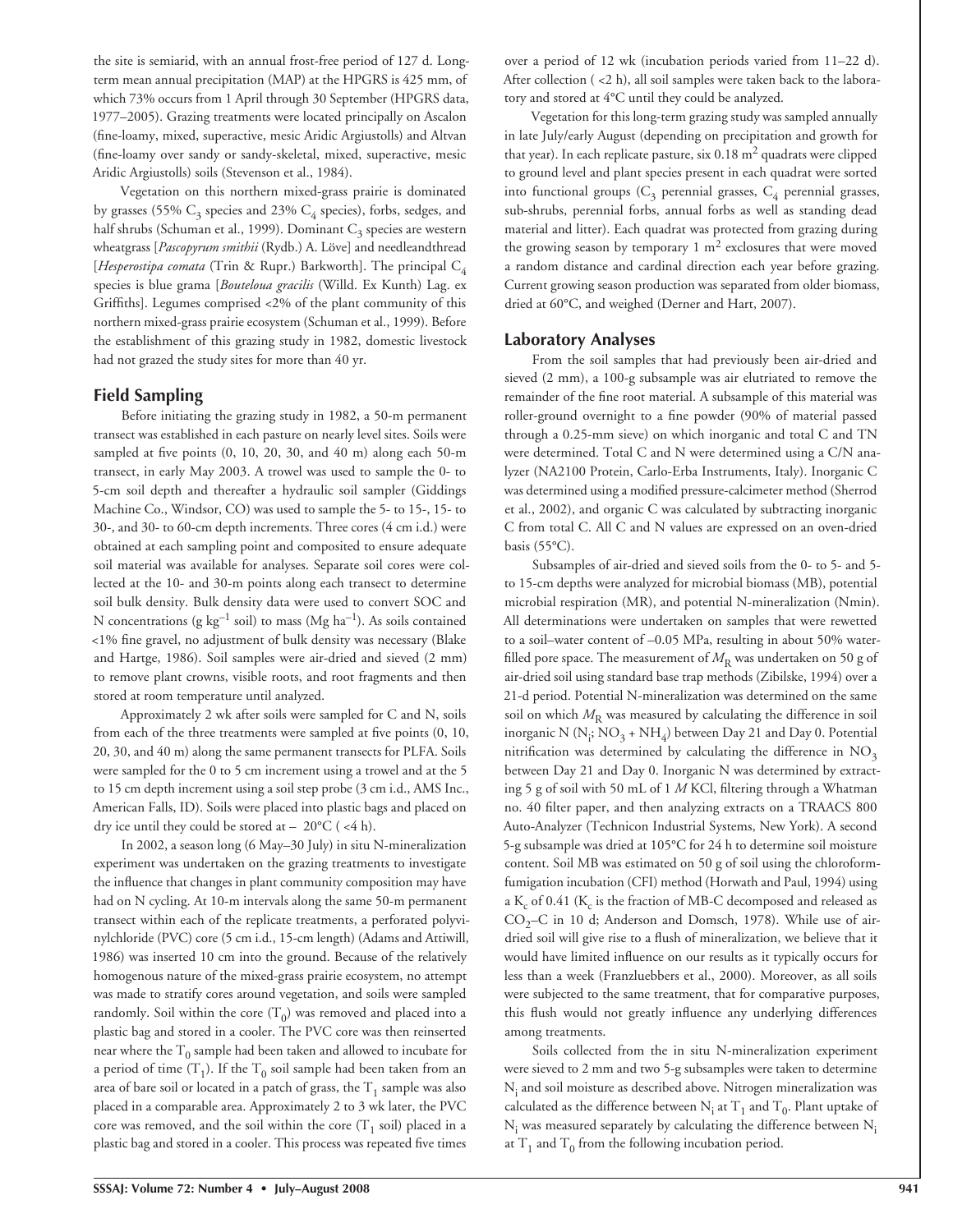the site is semiarid, with an annual frost-free period of 127 d. Long-term mean annual precipitation (MAP) at the HPGRS is 425 mm, of which 73% occurs from 1 April through 30 September (HPGRS data, 1977–2005). Grazing treatments were located principally on Ascalon (fine-loamy, mixed, superactive, mesic Aridic Argiustolls) and Altvan (fine-loamy over sandy or sandy-skeletal, mixed, superactive, mesic Aridic Argiustolls) soils (Stevenson et al., 1984).

Vegetation on this northern mixed-grass prairie is dominated by grasses (55% $C_3$ species and 23% $C_4$ species), forbs, sedges, and half shrubs (Schuman et al., 1999). Dominant $C_3$ species are western wheatgrass [*Pascopyrum smithii* (Rydb.) A. Löve] and needleandthread [*Hesperostipa comata* (Trin & Rupr.) Barkworth]. The principal $C_4$ species is blue grama [*Bouteloua gracilis* (Willd. Ex Kunth) Lag. ex Griffiths]. Legumes comprised <2% of the plant community of this northern mixed-grass prairie ecosystem (Schuman et al., 1999). Before the establishment of this grazing study in 1982, domestic livestock had not grazed the study sites for more than 40 yr.

## Field Sampling

Before initiating the grazing study in 1982, a 50-m permanent transect was established in each pasture on nearly level sites. Soils were sampled at five points (0, 10, 20, 30, and 40 m) along each 50-m transect, in early May 2003. A trowel was used to sample the 0- to 5-cm soil depth and thereafter a hydraulic soil sampler (Giddings Machine Co., Windsor, CO) was used to sample the 5- to 15-, 15- to 30-, and 30- to 60-cm depth increments. Three cores (4 cm i.d.) were obtained at each sampling point and composited to ensure adequate soil material was available for analyses. Separate soil cores were collected at the 10- and 30-m points along each transect to determine soil bulk density. Bulk density data were used to convert SOC and N concentrations (g $kg^{-1}$ soil) to mass (Mg $ha^{-1}$). As soils contained <1% fine gravel, no adjustment of bulk density was necessary (Blake and Hartge, 1986). Soil samples were air-dried and sieved (2 mm) to remove plant crowns, visible roots, and root fragments and then stored at room temperature until analyzed.

Approximately 2 wk after soils were sampled for C and N, soils from each of the three treatments were sampled at five points (0, 10, 20, 30, and 40 m) along the same permanent transects for PLFA. Soils were sampled for the 0 to 5 cm increment using a trowel and at the 5 to 15 cm depth increment using a soil step probe (3 cm i.d., AMS Inc., American Falls, ID). Soils were placed into plastic bags and placed on dry ice until they could be stored at − 20°C ( <4 h).

In 2002, a season long (6 May–30 July) in situ N-mineralization experiment was undertaken on the grazing treatments to investigate the influence that changes in plant community composition may have had on N cycling. At 10-m intervals along the same 50-m permanent transect within each of the replicate treatments, a perforated polyvinylchloride (PVC) core (5 cm i.d., 15-cm length) (Adams and Attiwill, 1986) was inserted 10 cm into the ground. Because of the relatively homogenous nature of the mixed-grass prairie ecosystem, no attempt was made to stratify cores around vegetation, and soils were sampled randomly. Soil within the core ($T_0$) was removed and placed into a plastic bag and stored in a cooler. The PVC core was then reinserted near where the $T_0$ sample had been taken and allowed to incubate for a period of time ($T_1$). If the $T_0$ soil sample had been taken from an area of bare soil or located in a patch of grass, the $T_1$ sample was also placed in a comparable area. Approximately 2 to 3 wk later, the PVC core was removed, and the soil within the core ($T_1$ soil) placed in a plastic bag and stored in a cooler. This process was repeated five times over a period of 12 wk (incubation periods varied from 11–22 d). After collection ( <2 h), all soil samples were taken back to the laboratory and stored at 4°C until they could be analyzed.

Vegetation for this long-term grazing study was sampled annually in late July/early August (depending on precipitation and growth for that year). In each replicate pasture, six 0.18 $m^2$ quadrats were clipped to ground level and plant species present in each quadrat were sorted into functional groups ($C_3$ perennial grasses, $C_4$ perennial grasses, sub-shrubs, perennial forbs, annual forbs as well as standing dead material and litter). Each quadrat was protected from grazing during the growing season by temporary 1 $m^2$ exclosures that were moved a random distance and cardinal direction each year before grazing. Current growing season production was separated from older biomass, dried at 60°C, and weighed (Derner and Hart, 2007).

## Laboratory Analyses

From the soil samples that had previously been air-dried and sieved (2 mm), a 100-g subsample was air elutriated to remove the remainder of the fine root material. A subsample of this material was roller-ground overnight to a fine powder (90% of material passed through a 0.25-mm sieve) on which inorganic and total C and TN were determined. Total C and N were determined using a C/N analyzer (NA2100 Protein, Carlo-Erba Instruments, Italy). Inorganic C was determined using a modified pressure-calcimeter method (Sherrod et al., 2002), and organic C was calculated by subtracting inorganic C from total C. All C and N values are expressed on an oven-dried basis (55°C).

Subsamples of air-dried and sieved soils from the 0- to 5- and 5- to 15-cm depths were analyzed for microbial biomass (MB), potential microbial respiration (MR), and potential N-mineralization (Nmin). All determinations were undertaken on samples that were rewetted to a soil–water content of −0.05 MPa, resulting in about 50% water-filled pore space. The measurement of $M_R$ was undertaken on 50 g of air-dried soil using standard base trap methods (Zibilske, 1994) over a 21-d period. Potential N-mineralization was determined on the same soil on which $M_R$ was measured by calculating the difference in soil inorganic N ($N_i$; $NO_3$ + $NH_4$) between Day 21 and Day 0. Potential nitrification was determined by calculating the difference in $NO_3$ between Day 21 and Day 0. Inorganic N was determined by extracting 5 g of soil with 50 mL of 1 *M* KCl, filtering through a Whatman no. 40 filter paper, and then analyzing extracts on a TRAACS 800 Auto-Analyzer (Technicon Industrial Systems, New York). A second 5-g subsample was dried at 105°C for 24 h to determine soil moisture content. Soil MB was estimated on 50 g of soil using the chloroform-fumigation incubation (CFI) method (Horwath and Paul, 1994) using a $K_c$ of 0.41 ($K_c$ is the fraction of MB-C decomposed and released as $CO_2$–C in 10 d; Anderson and Domsch, 1978). While use of air-dried soil will give rise to a flush of mineralization, we believe that it would have limited influence on our results as it typically occurs for less than a week (Franzluebbers et al., 2000). Moreover, as all soils were subjected to the same treatment, that for comparative purposes, this flush would not greatly influence any underlying differences among treatments.

Soils collected from the in situ N-mineralization experiment were sieved to 2 mm and two 5-g subsamples were taken to determine $N_i$ and soil moisture as described above. Nitrogen mineralization was calculated as the difference between $N_i$ at $T_1$ and $T_0$. Plant uptake of $N_i$ was measured separately by calculating the difference between $N_i$ at $T_1$ and $T_0$ from the following incubation period.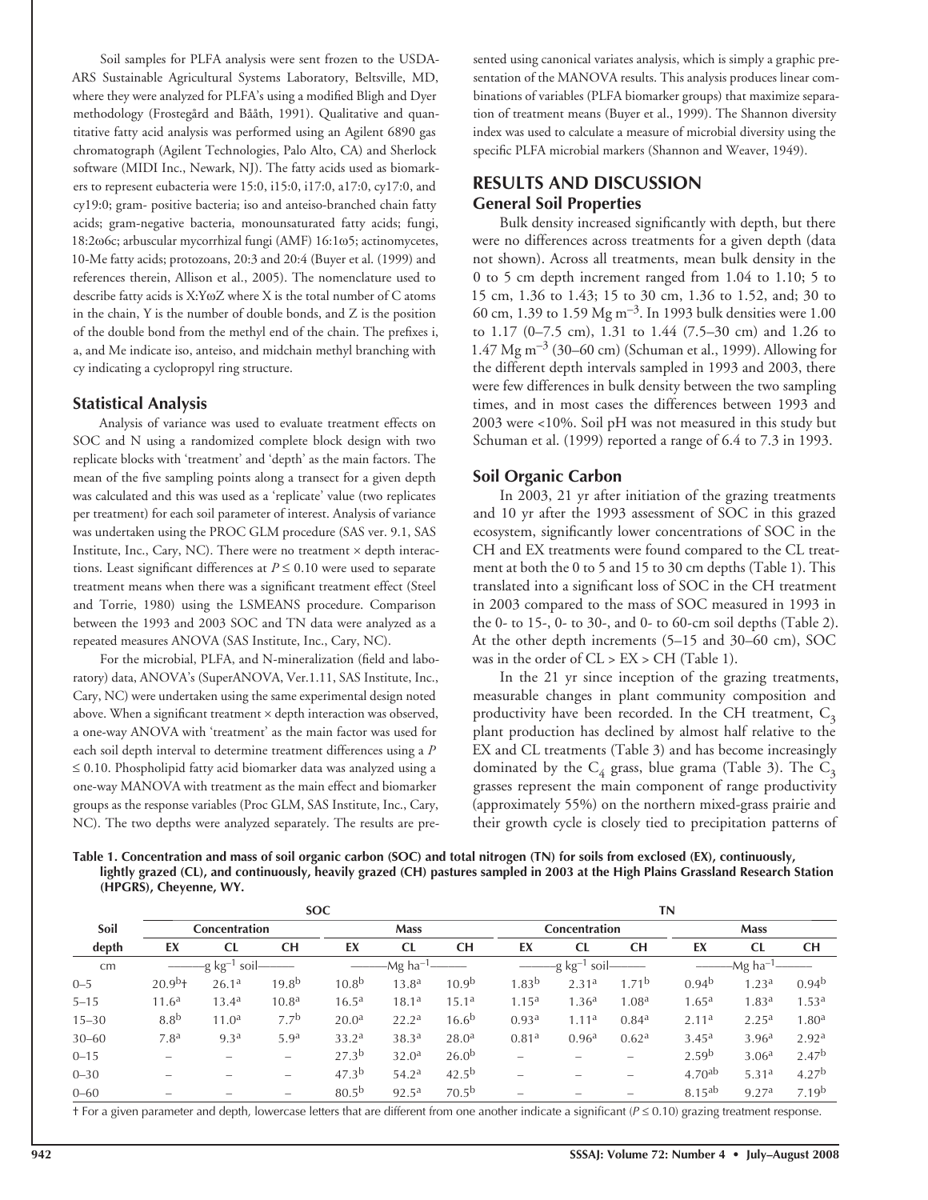Soil samples for PLFA analysis were sent frozen to the USDA-ARS Sustainable Agricultural Systems Laboratory, Beltsville, MD, where they were analyzed for PLFA's using a modified Bligh and Dyer methodology (Frostegård and Bååth, 1991). Qualitative and quantitative fatty acid analysis was performed using an Agilent 6890 gas chromatograph (Agilent Technologies, Palo Alto, CA) and Sherlock software (MIDI Inc., Newark, NJ). The fatty acids used as biomarkers to represent eubacteria were 15:0, i15:0, i17:0, a17:0, cy17:0, and cy19:0; gram- positive bacteria; iso and anteiso-branched chain fatty acids; gram-negative bacteria, monounsaturated fatty acids; fungi, 18:2ω6c; arbuscular mycorrhizal fungi (AMF) 16:1ω5; actinomycetes, 10-Me fatty acids; protozoans, 20:3 and 20:4 (Buyer et al. (1999) and references therein, Allison et al., 2005). The nomenclature used to describe fatty acids is X:YωZ where X is the total number of C atoms in the chain, Y is the number of double bonds, and Z is the position of the double bond from the methyl end of the chain. The prefixes i, a, and Me indicate iso, anteiso, and midchain methyl branching with cy indicating a cyclopropyl ring structure.

## Statistical Analysis

Analysis of variance was used to evaluate treatment effects on SOC and N using a randomized complete block design with two replicate blocks with 'treatment' and 'depth' as the main factors. The mean of the five sampling points along a transect for a given depth was calculated and this was used as a 'replicate' value (two replicates per treatment) for each soil parameter of interest. Analysis of variance was undertaken using the PROC GLM procedure (SAS ver. 9.1, SAS Institute, Inc., Cary, NC). There were no treatment × depth interactions. Least significant differences at $P \leq 0.10$ were used to separate treatment means when there was a significant treatment effect (Steel and Torrie, 1980) using the LSMEANS procedure. Comparison between the 1993 and 2003 SOC and TN data were analyzed as a repeated measures ANOVA (SAS Institute, Inc., Cary, NC).

For the microbial, PLFA, and N-mineralization (field and laboratory) data, ANOVA's (SuperANOVA, Ver.1.11, SAS Institute, Inc., Cary, NC) were undertaken using the same experimental design noted above. When a significant treatment × depth interaction was observed, a one-way ANOVA with 'treatment' as the main factor was used for each soil depth interval to determine treatment differences using a $P \leq 0.10$. Phospholipid fatty acid biomarker data was analyzed using a one-way MANOVA with treatment as the main effect and biomarker groups as the response variables (Proc GLM, SAS Institute, Inc., Cary, NC). The two depths were analyzed separately. The results are presented using canonical variates analysis, which is simply a graphic presentation of the MANOVA results. This analysis produces linear combinations of variables (PLFA biomarker groups) that maximize separation of treatment means (Buyer et al., 1999). The Shannon diversity index was used to calculate a measure of microbial diversity using the specific PLFA microbial markers (Shannon and Weaver, 1949).

# RESULTS AND DISCUSSION

## General Soil Properties

Bulk density increased significantly with depth, but there were no differences across treatments for a given depth (data not shown). Across all treatments, mean bulk density in the 0 to 5 cm depth increment ranged from 1.04 to 1.10; 5 to 15 cm, 1.36 to 1.43; 15 to 30 cm, 1.36 to 1.52, and; 30 to 60 cm, 1.39 to 1.59 Mg m$^{-3}$. In 1993 bulk densities were 1.00 to 1.17 (0–7.5 cm), 1.31 to 1.44 (7.5–30 cm) and 1.26 to 1.47 Mg m$^{-3}$ (30–60 cm) (Schuman et al., 1999). Allowing for the different depth intervals sampled in 1993 and 2003, there were few differences in bulk density between the two sampling times, and in most cases the differences between 1993 and 2003 were <10%. Soil pH was not measured in this study but Schuman et al. (1999) reported a range of 6.4 to 7.3 in 1993.

## Soil Organic Carbon

In 2003, 21 yr after initiation of the grazing treatments and 10 yr after the 1993 assessment of SOC in this grazed ecosystem, significantly lower concentrations of SOC in the CH and EX treatments were found compared to the CL treatment at both the 0 to 5 and 15 to 30 cm depths (Table 1). This translated into a significant loss of SOC in the CH treatment in 2003 compared to the mass of SOC measured in 1993 in the 0- to 15-, 0- to 30-, and 0- to 60-cm soil depths (Table 2). At the other depth increments (5–15 and 30–60 cm), SOC was in the order of CL > EX > CH (Table 1).

In the 21 yr since inception of the grazing treatments, measurable changes in plant community composition and productivity have been recorded. In the CH treatment, $C_3$ plant production has declined by almost half relative to the EX and CL treatments (Table 3) and has become increasingly dominated by the $C_4$ grass, blue grama (Table 3). The $C_3$ grasses represent the main component of range productivity (approximately 55%) on the northern mixed-grass prairie and their growth cycle is closely tied to precipitation patterns of

**Table 1. Concentration and mass of soil organic carbon (SOC) and total nitrogen (TN) for soils from exclosed (EX), continuously, lightly grazed (CL), and continuously, heavily grazed (CH) pastures sampled in 2003 at the High Plains Grassland Research Station (HPGRS), Cheyenne, WY.**

| Soil depth | SOC | | | | | | TN | | | | | |
|---|---|---|---|---|---|---|---|---|---|---|---|---|
| | Concentration | | | Mass | | | Concentration | | | Mass | | |
| | EX | CL | CH | EX | CL | CH | EX | CL | CH | EX | CL | CH |
| cm | g kg$^{-1}$ soil | | | Mg ha$^{-1}$ | | | g kg$^{-1}$ soil | | | Mg ha$^{-1}$ | | |
| 0–5 | 20.9$^{b}$† | 26.1$^{a}$ | 19.8$^{b}$ | 10.8$^{b}$ | 13.8$^{a}$ | 10.9$^{b}$ | 1.83$^{b}$ | 2.31$^{a}$ | 1.71$^{b}$ | 0.94$^{b}$ | 1.23$^{a}$ | 0.94$^{b}$ |
| 5–15 | 11.6$^{a}$ | 13.4$^{a}$ | 10.8$^{a}$ | 16.5$^{a}$ | 18.1$^{a}$ | 15.1$^{a}$ | 1.15$^{a}$ | 1.36$^{a}$ | 1.08$^{a}$ | 1.65$^{a}$ | 1.83$^{a}$ | 1.53$^{a}$ |
| 15–30 | 8.8$^{b}$ | 11.0$^{a}$ | 7.7$^{b}$ | 20.0$^{a}$ | 22.2$^{a}$ | 16.6$^{b}$ | 0.93$^{a}$ | 1.11$^{a}$ | 0.84$^{a}$ | 2.11$^{a}$ | 2.25$^{a}$ | 1.80$^{a}$ |
| 30–60 | 7.8$^{a}$ | 9.3$^{a}$ | 5.9$^{a}$ | 33.2$^{a}$ | 38.3$^{a}$ | 28.0$^{a}$ | 0.81$^{a}$ | 0.96$^{a}$ | 0.62$^{a}$ | 3.45$^{a}$ | 3.96$^{a}$ | 2.92$^{a}$ |
| 0–15 | – | – | – | 27.3$^{b}$ | 32.0$^{a}$ | 26.0$^{b}$ | – | – | – | 2.59$^{b}$ | 3.06$^{a}$ | 2.47$^{b}$ |
| 0–30 | – | – | – | 47.3$^{b}$ | 54.2$^{a}$ | 42.5$^{b}$ | – | – | – | 4.70$^{ab}$ | 5.31$^{a}$ | 4.27$^{b}$ |
| 0–60 | – | – | – | 80.5$^{b}$ | 92.5$^{a}$ | 70.5$^{b}$ | – | – | – | 8.15$^{ab}$ | 9.27$^{a}$ | 7.19$^{b}$ |

† For a given parameter and depth, lowercase letters that are different from one another indicate a significant ($P \leq 0.10$) grazing treatment response.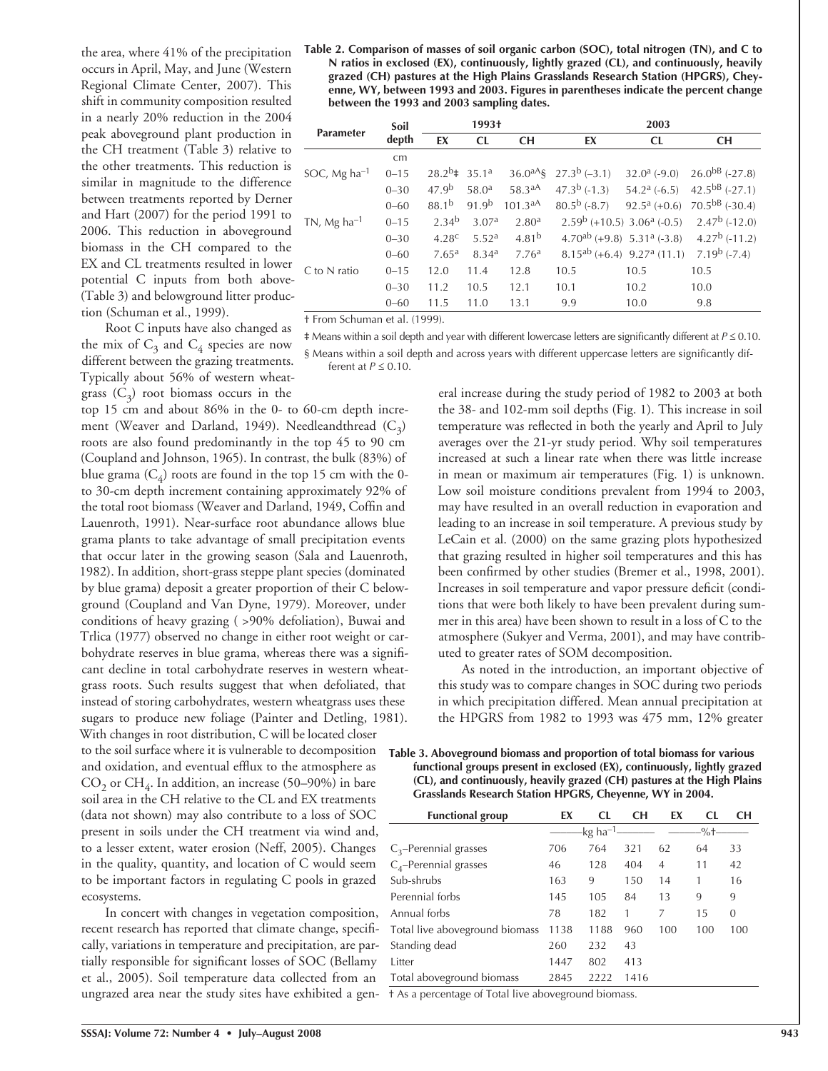the area, where 41% of the precipitation occurs in April, May, and June (Western Regional Climate Center, 2007). This shift in community composition resulted in a nearly 20% reduction in the 2004 peak aboveground plant production in the CH treatment (Table 3) relative to the other treatments. This reduction is similar in magnitude to the difference between treatments reported by Derner and Hart (2007) for the period 1991 to 2006. This reduction in aboveground biomass in the CH compared to the EX and CL treatments resulted in lower potential C inputs from both above- (Table 3) and belowground litter production (Schuman et al., 1999).

Root C inputs have also changed as the mix of $C_3$ and $C_4$ species are now different between the grazing treatments. Typically about 56% of western wheatgrass ($C_3$) root biomass occurs in the top 15 cm and about 86% in the 0- to 60-cm depth increment (Weaver and Darland, 1949). Needleandthread ($C_3$) roots are also found predominantly in the top 45 to 90 cm (Coupland and Johnson, 1965). In contrast, the bulk (83%) of blue grama ($C_4$) roots are found in the top 15 cm with the 0- to 30-cm depth increment containing approximately 92% of the total root biomass (Weaver and Darland, 1949, Coffin and Lauenroth, 1991). Near-surface root abundance allows blue grama plants to take advantage of small precipitation events that occur later in the growing season (Sala and Lauenroth, 1982). In addition, short-grass steppe plant species (dominated by blue grama) deposit a greater proportion of their C belowground (Coupland and Van Dyne, 1979). Moreover, under conditions of heavy grazing ( >90% defoliation), Buwai and Trlica (1977) observed no change in either root weight or carbohydrate reserves in blue grama, whereas there was a significant decline in total carbohydrate reserves in western wheatgrass roots. Such results suggest that when defoliated, that instead of storing carbohydrates, western wheatgrass uses these sugars to produce new foliage (Painter and Detling, 1981). With changes in root distribution, C will be located closer to the soil surface where it is vulnerable to decomposition and oxidation, and eventual efflux to the atmosphere as $CO_2$ or $CH_4$. In addition, an increase (50–90%) in bare soil area in the CH relative to the CL and EX treatments (data not shown) may also contribute to a loss of SOC present in soils under the CH treatment via wind and, to a lesser extent, water erosion (Neff, 2005). Changes in the quality, quantity, and location of C would seem to be important factors in regulating C pools in grazed ecosystems.

In concert with changes in vegetation composition, recent research has reported that climate change, specifically, variations in temperature and precipitation, are partially responsible for significant losses of SOC (Bellamy et al., 2005). Soil temperature data collected from an ungrazed area near the study sites have exhibited a general increase during the study period of 1982 to 2003 at both the 38- and 102-mm soil depths (Fig. 1). This increase in soil temperature was reflected in both the yearly and April to July averages over the 21-yr study period. Why soil temperatures increased at such a linear rate when there was little increase in mean or maximum air temperatures (Fig. 1) is unknown. Low soil moisture conditions prevalent from 1994 to 2003, may have resulted in an overall reduction in evaporation and leading to an increase in soil temperature. A previous study by LeCain et al. (2000) on the same grazing plots hypothesized that grazing resulted in higher soil temperatures and this has been confirmed by other studies (Bremer et al., 1998, 2001). Increases in soil temperature and vapor pressure deficit (conditions that were both likely to have been prevalent during summer in this area) have been shown to result in a loss of C to the atmosphere (Sukyer and Verma, 2001), and may have contributed to greater rates of SOM decomposition.

As noted in the introduction, an important objective of this study was to compare changes in SOC during two periods in which precipitation differed. Mean annual precipitation at the HPGRS from 1982 to 1993 was 475 mm, 12% greater

**Table 2. Comparison of masses of soil organic carbon (SOC), total nitrogen (TN), and C to N ratios in exclosed (EX), continuously, lightly grazed (CL), and continuously, heavily grazed (CH) pastures at the High Plains Grasslands Research Station (HPGRS), Cheyenne, WY, between 1993 and 2003. Figures in parentheses indicate the percent change between the 1993 and 2003 sampling dates.**

| Parameter | Soil depth | 1993† | | | 2003 | | |
|---|---|---|---|---|---|---|---|
| | | EX | CL | CH | EX | CL | CH |
| | cm | | | | | | |
| SOC, Mg ha$^{-1}$ | 0–15 | 28.2[b‡] | 35.1[a] | 36.0[aA§] | 27.3[b] (–3.1) | 32.0[a] (-9.0) | 26.0[bB] (-27.8) |
| | 0–30 | 47.9[b] | 58.0[a] | 58.3[aA] | 47.3[b] (-1.3) | 54.2[a] (-6.5) | 42.5[bB] (-27.1) |
| | 0–60 | 88.1[b] | 91.9[b] | 101.3[aA] | 80.5[b] (-8.7) | 92.5[a] (+0.6) | 70.5[bB] (-30.4) |
| TN, Mg ha$^{-1}$ | 0–15 | 2.34[b] | 3.07[a] | 2.80[a] | 2.59[b] (+10.5) | 3.06[a] (-0.5) | 2.47[b] (-12.0) |
| | 0–30 | 4.28[c] | 5.52[a] | 4.81[b] | 4.70[ab] (+9.8) | 5.31[a] (-3.8) | 4.27[b] (-11.2) |
| | 0–60 | 7.65[a] | 8.34[a] | 7.76[a] | 8.15[ab] (+6.4) | 9.27[a] (11.1) | 7.19[b] (-7.4) |
| C to N ratio | 0–15 | 12.0 | 11.4 | 12.8 | 10.5 | 10.5 | 10.5 |
| | 0–30 | 11.2 | 10.5 | 12.1 | 10.1 | 10.2 | 10.0 |
| | 0–60 | 11.5 | 11.0 | 13.1 | 9.9 | 10.0 | 9.8 |

† From Schuman et al. (1999).

‡ Means within a soil depth and year with different lowercase letters are significantly different at $P \leq 0.10$.

§ Means within a soil depth and across years with different uppercase letters are significantly different at $P \leq 0.10$.

**Table 3. Aboveground biomass and proportion of total biomass for various functional groups present in exclosed (EX), continuously, lightly grazed (CL), and continuously, heavily grazed (CH) pastures at the High Plains Grasslands Research Station HPGRS, Cheyenne, WY in 2004.**

| Functional group | EX | CL | CH | EX | CL | CH |
|---|---|---|---|---|---|---|
| | kg ha$^{-1}$ | | | %† | | |
| $C_3$–Perennial grasses | 706 | 764 | 321 | 62 | 64 | 33 |
| $C_4$–Perennial grasses | 46 | 128 | 404 | 4 | 11 | 42 |
| Sub-shrubs | 163 | 9 | 150 | 14 | 1 | 16 |
| Perennial forbs | 145 | 105 | 84 | 13 | 9 | 9 |
| Annual forbs | 78 | 182 | 1 | 7 | 15 | 0 |
| Total live aboveground biomass | 1138 | 1188 | 960 | 100 | 100 | 100 |
| Standing dead | 260 | 232 | 43 | | | |
| Litter | 1447 | 802 | 413 | | | |
| Total aboveground biomass | 2845 | 2222 | 1416 | | | |

† As a percentage of Total live aboveground biomass.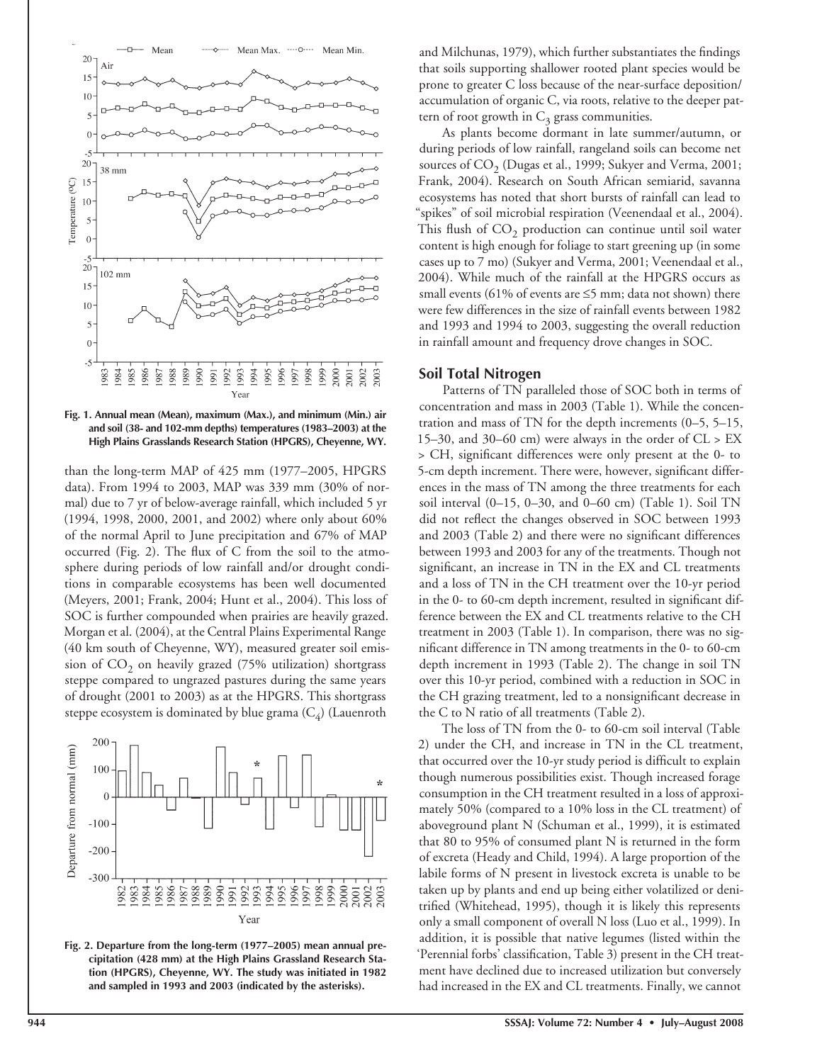Fig. 1. Annual mean (Mean), maximum (Max.), and minimum (Min.) air and soil (38- and 102-mm depths) temperatures (1983–2003) at the High Plains Grasslands Research Station (HPGRS), Cheyenne, WY.

than the long-term MAP of 425 mm (1977–2005, HPGRS data). From 1994 to 2003, MAP was 339 mm (30% of normal) due to 7 yr of below-average rainfall, which included 5 yr (1994, 1998, 2000, 2001, and 2002) where only about 60% of the normal April to June precipitation and 67% of MAP occurred (Fig. 2). The flux of C from the soil to the atmosphere during periods of low rainfall and/or drought conditions in comparable ecosystems has been well documented (Meyers, 2001; Frank, 2004; Hunt et al., 2004). This loss of SOC is further compounded when prairies are heavily grazed. Morgan et al. (2004), at the Central Plains Experimental Range (40 km south of Cheyenne, WY), measured greater soil emission of $CO_2$ on heavily grazed (75% utilization) shortgrass steppe compared to ungrazed pastures during the same years of drought (2001 to 2003) as at the HPGRS. This shortgrass steppe ecosystem is dominated by blue grama ($C_4$) (Lauenroth

Fig. 2. Departure from the long-term (1977–2005) mean annual precipitation (428 mm) at the High Plains Grassland Research Station (HPGRS), Cheyenne, WY. The study was initiated in 1982 and sampled in 1993 and 2003 (indicated by the asterisks).

and Milchunas, 1979), which further substantiates the findings that soils supporting shallower rooted plant species would be prone to greater C loss because of the near-surface deposition/accumulation of organic C, via roots, relative to the deeper pattern of root growth in $C_3$ grass communities.

As plants become dormant in late summer/autumn, or during periods of low rainfall, rangeland soils can become net sources of $CO_2$ (Dugas et al., 1999; Sukyer and Verma, 2001; Frank, 2004). Research on South African semiarid, savanna ecosystems has noted that short bursts of rainfall can lead to "spikes" of soil microbial respiration (Veenendaal et al., 2004). This flush of $CO_2$ production can continue until soil water content is high enough for foliage to start greening up (in some cases up to 7 mo) (Sukyer and Verma, 2001; Veenendaal et al., 2004). While much of the rainfall at the HPGRS occurs as small events (61% of events are ≤5 mm; data not shown) there were few differences in the size of rainfall events between 1982 and 1993 and 1994 to 2003, suggesting the overall reduction in rainfall amount and frequency drove changes in SOC.

## Soil Total Nitrogen

Patterns of TN paralleled those of SOC both in terms of concentration and mass in 2003 (Table 1). While the concentration and mass of TN for the depth increments (0–5, 5–15, 15–30, and 30–60 cm) were always in the order of CL > EX > CH, significant differences were only present at the 0- to 5-cm depth increment. There were, however, significant differences in the mass of TN among the three treatments for each soil interval (0–15, 0–30, and 0–60 cm) (Table 1). Soil TN did not reflect the changes observed in SOC between 1993 and 2003 (Table 2) and there were no significant differences between 1993 and 2003 for any of the treatments. Though not significant, an increase in TN in the EX and CL treatments and a loss of TN in the CH treatment over the 10-yr period in the 0- to 60-cm depth increment, resulted in significant difference between the EX and CL treatments relative to the CH treatment in 2003 (Table 1). In comparison, there was no significant difference in TN among treatments in the 0- to 60-cm depth increment in 1993 (Table 2). The change in soil TN over this 10-yr period, combined with a reduction in SOC in the CH grazing treatment, led to a nonsignificant decrease in the C to N ratio of all treatments (Table 2).

The loss of TN from the 0- to 60-cm soil interval (Table 2) under the CH, and increase in TN in the CL treatment, that occurred over the 10-yr study period is difficult to explain though numerous possibilities exist. Though increased forage consumption in the CH treatment resulted in a loss of approximately 50% (compared to a 10% loss in the CL treatment) of aboveground plant N (Schuman et al., 1999), it is estimated that 80 to 95% of consumed plant N is returned in the form of excreta (Heady and Child, 1994). A large proportion of the labile forms of N present in livestock excreta is unable to be taken up by plants and end up being either volatilized or denitrified (Whitehead, 1995), though it is likely this represents only a small component of overall N loss (Luo et al., 1999). In addition, it is possible that native legumes (listed within the 'Perennial forbs' classification, Table 3) present in the CH treatment have declined due to increased utilization but conversely had increased in the EX and CL treatments. Finally, we cannot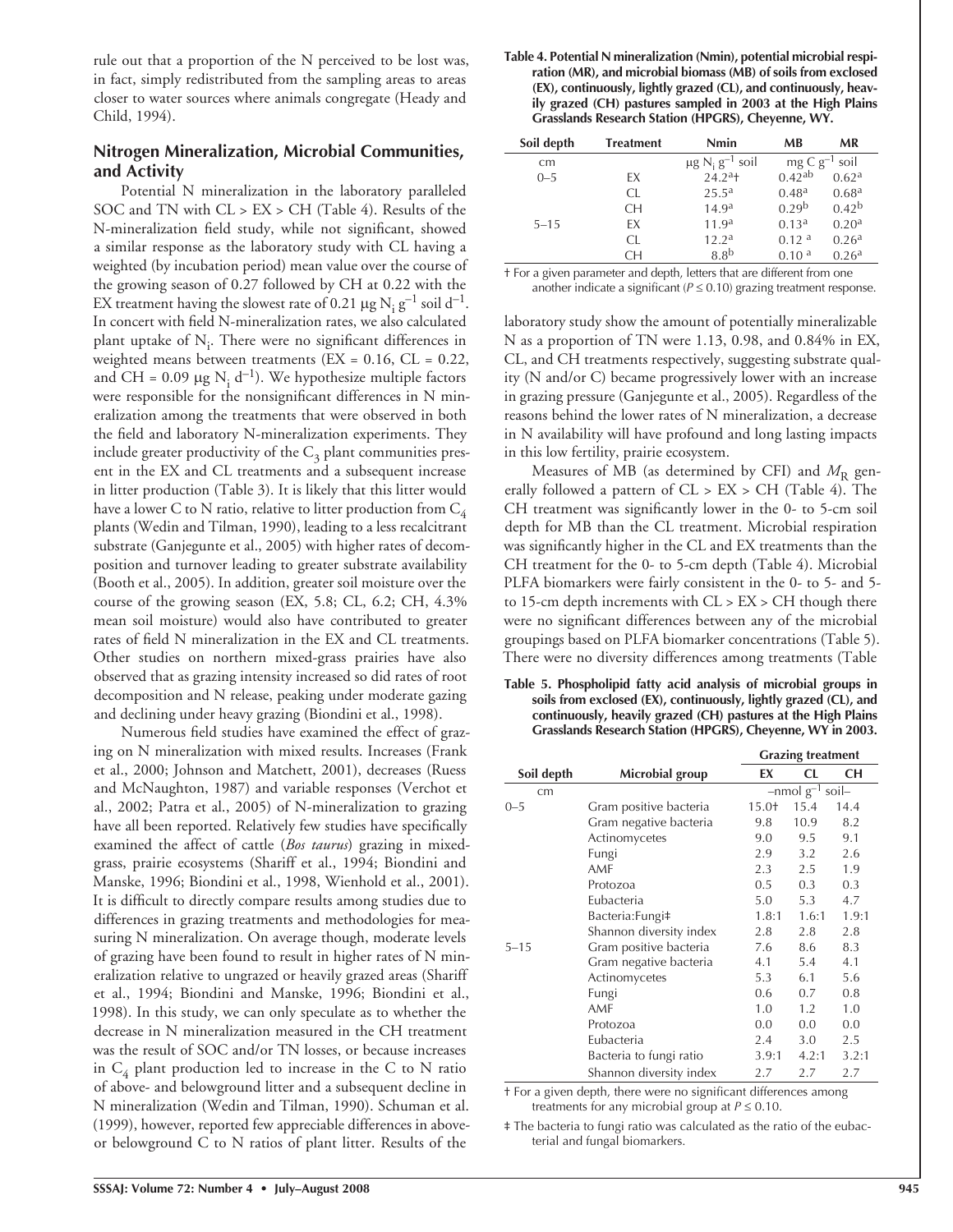rule out that a proportion of the N perceived to be lost was, in fact, simply redistributed from the sampling areas to areas closer to water sources where animals congregate (Heady and Child, 1994).

## Nitrogen Mineralization, Microbial Communities, and Activity

Potential N mineralization in the laboratory paralleled SOC and TN with CL > EX > CH (Table 4). Results of the N-mineralization field study, while not significant, showed a similar response as the laboratory study with CL having a weighted (by incubation period) mean value over the course of the growing season of 0.27 followed by CH at 0.22 with the EX treatment having the slowest rate of 0.21 μg $N_i$ $g^{-1}$ soil $d^{-1}$. In concert with field N-mineralization rates, we also calculated plant uptake of $N_i$. There were no significant differences in weighted means between treatments (EX = 0.16, CL = 0.22, and CH = 0.09 μg $N_i$ $d^{-1}$). We hypothesize multiple factors were responsible for the nonsignificant differences in N mineralization among the treatments that were observed in both the field and laboratory N-mineralization experiments. They include greater productivity of the $C_3$ plant communities present in the EX and CL treatments and a subsequent increase in litter production (Table 3). It is likely that this litter would have a lower C to N ratio, relative to litter production from $C_4$ plants (Wedin and Tilman, 1990), leading to a less recalcitrant substrate (Ganjegunte et al., 2005) with higher rates of decomposition and turnover leading to greater substrate availability (Booth et al., 2005). In addition, greater soil moisture over the course of the growing season (EX, 5.8; CL, 6.2; CH, 4.3% mean soil moisture) would also have contributed to greater rates of field N mineralization in the EX and CL treatments. Other studies on northern mixed-grass prairies have also observed that as grazing intensity increased so did rates of root decomposition and N release, peaking under moderate gazing and declining under heavy grazing (Biondini et al., 1998).

Numerous field studies have examined the effect of grazing on N mineralization with mixed results. Increases (Frank et al., 2000; Johnson and Matchett, 2001), decreases (Ruess and McNaughton, 1987) and variable responses (Verchot et al., 2002; Patra et al., 2005) of N-mineralization to grazing have all been reported. Relatively few studies have specifically examined the affect of cattle (*Bos taurus*) grazing in mixed-grass, prairie ecosystems (Shariff et al., 1994; Biondini and Manske, 1996; Biondini et al., 1998, Wienhold et al., 2001). It is difficult to directly compare results among studies due to differences in grazing treatments and methodologies for measuring N mineralization. On average though, moderate levels of grazing have been found to result in higher rates of N mineralization relative to ungrazed or heavily grazed areas (Shariff et al., 1994; Biondini and Manske, 1996; Biondini et al., 1998). In this study, we can only speculate as to whether the decrease in N mineralization measured in the CH treatment was the result of SOC and/or TN losses, or because increases in $C_4$ plant production led to increase in the C to N ratio of above- and belowground litter and a subsequent decline in N mineralization (Wedin and Tilman, 1990). Schuman et al. (1999), however, reported few appreciable differences in above- or belowground C to N ratios of plant litter. Results of the laboratory study show the amount of potentially mineralizable N as a proportion of TN were 1.13, 0.98, and 0.84% in EX, CL, and CH treatments respectively, suggesting substrate quality (N and/or C) became progressively lower with an increase in grazing pressure (Ganjegunte et al., 2005). Regardless of the reasons behind the lower rates of N mineralization, a decrease in N availability will have profound and long lasting impacts in this low fertility, prairie ecosystem.

**Table 4. Potential N mineralization (Nmin), potential microbial respiration (MR), and microbial biomass (MB) of soils from exclosed (EX), continuously, lightly grazed (CL), and continuously, heavily grazed (CH) pastures sampled in 2003 at the High Plains Grasslands Research Station (HPGRS), Cheyenne, WY.**

| Soil depth | Treatment | Nmin | MB | MR |
|---|---|---|---|---|
| cm | | μg $N_i$ $g^{-1}$ soil | mg C $g^{-1}$ soil | |
| 0–5 | EX | 24.2[a]† | 0.42[ab] | 0.62[a] |
| | CL | 25.5[a] | 0.48[a] | 0.68[a] |
| | CH | 14.9[a] | 0.29[b] | 0.42[b] |
| 5–15 | EX | 11.9[a] | 0.13[a] | 0.20[a] |
| | CL | 12.2[a] | 0.12[a] | 0.26[a] |
| | CH | 8.8[b] | 0.10[a] | 0.26[a] |

† For a given parameter and depth, letters that are different from one another indicate a significant ($P \leq 0.10$) grazing treatment response.

Measures of MB (as determined by CFI) and $M_R$ generally followed a pattern of CL > EX > CH (Table 4). The CH treatment was significantly lower in the 0- to 5-cm soil depth for MB than the CL treatment. Microbial respiration was significantly higher in the CL and EX treatments than the CH treatment for the 0- to 5-cm depth (Table 4). Microbial PLFA biomarkers were fairly consistent in the 0- to 5- and 5- to 15-cm depth increments with CL > EX > CH though there were no significant differences between any of the microbial groupings based on PLFA biomarker concentrations (Table 5). There were no diversity differences among treatments (Table

**Table 5. Phospholipid fatty acid analysis of microbial groups in soils from exclosed (EX), continuously, lightly grazed (CL), and continuously, heavily grazed (CH) pastures at the High Plains Grasslands Research Station (HPGRS), Cheyenne, WY in 2003.**

| Soil depth | Microbial group | Grazing treatment | | |
|---|---|---|---|---|
| | | EX | CL | CH |
| cm | | –nmol $g^{-1}$ soil– | | |
| 0–5 | Gram positive bacteria | 15.0† | 15.4 | 14.4 |
| | Gram negative bacteria | 9.8 | 10.9 | 8.2 |
| | Actinomycetes | 9.0 | 9.5 | 9.1 |
| | Fungi | 2.9 | 3.2 | 2.6 |
| | AMF | 2.3 | 2.5 | 1.9 |
| | Protozoa | 0.5 | 0.3 | 0.3 |
| | Eubacteria | 5.0 | 5.3 | 4.7 |
| | Bacteria:Fungi‡ | 1.8:1 | 1.6:1 | 1.9:1 |
| | Shannon diversity index | 2.8 | 2.8 | 2.8 |
| 5–15 | Gram positive bacteria | 7.6 | 8.6 | 8.3 |
| | Gram negative bacteria | 4.1 | 5.4 | 4.1 |
| | Actinomycetes | 5.3 | 6.1 | 5.6 |
| | Fungi | 0.6 | 0.7 | 0.8 |
| | AMF | 1.0 | 1.2 | 1.0 |
| | Protozoa | 0.0 | 0.0 | 0.0 |
| | Eubacteria | 2.4 | 3.0 | 2.5 |
| | Bacteria to fungi ratio | 3.9:1 | 4.2:1 | 3.2:1 |
| | Shannon diversity index | 2.7 | 2.7 | 2.7 |

† For a given depth, there were no significant differences among treatments for any microbial group at $P \leq 0.10$.

‡ The bacteria to fungi ratio was calculated as the ratio of the eubacterial and fungal biomarkers.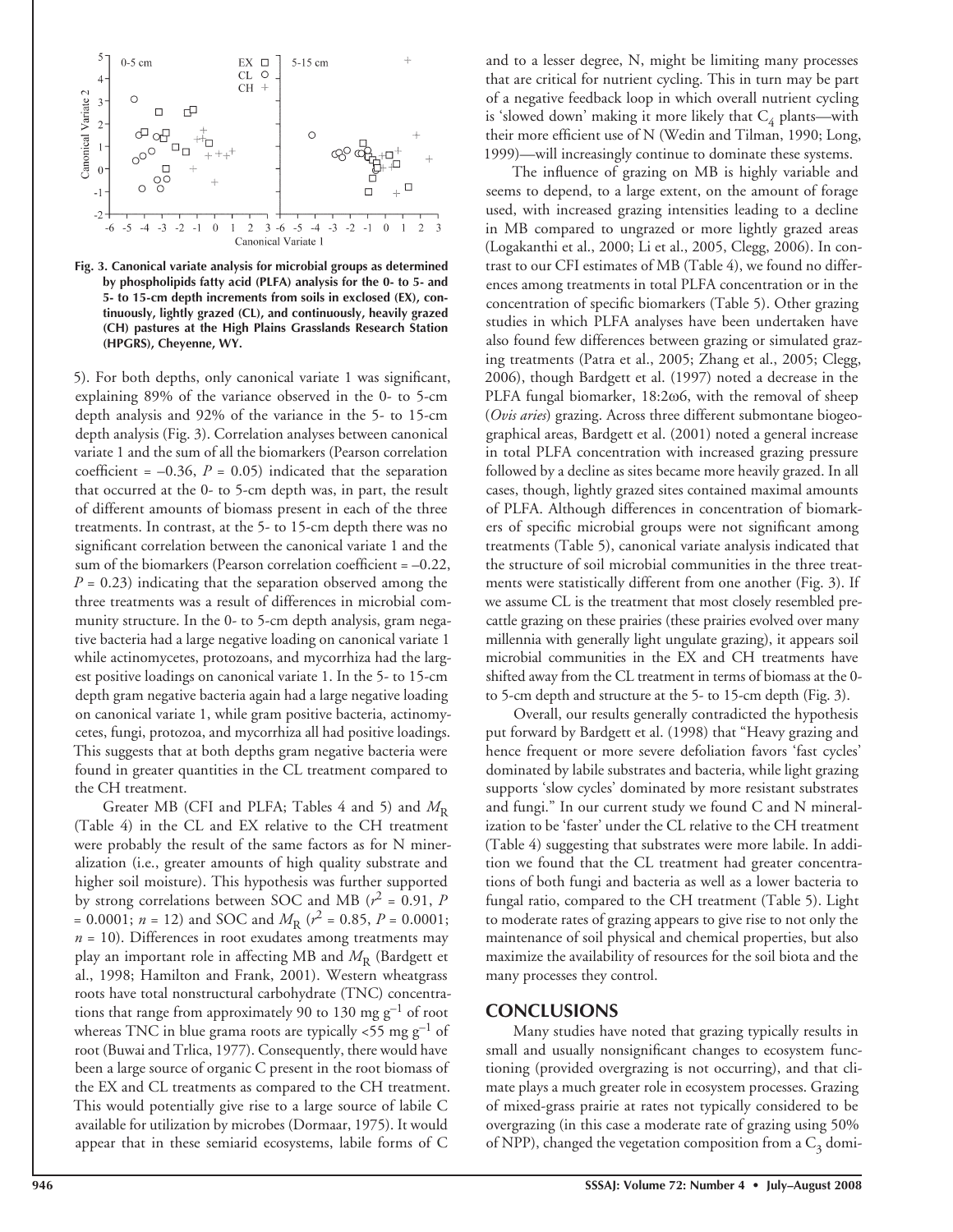Fig. 3. Canonical variate analysis for microbial groups as determined by phospholipids fatty acid (PLFA) analysis for the 0- to 5- and 5- to 15-cm depth increments from soils in exclosed (EX), continuously, lightly grazed (CL), and continuously, heavily grazed (CH) pastures at the High Plains Grasslands Research Station (HPGRS), Cheyenne, WY.

5). For both depths, only canonical variate 1 was significant, explaining 89% of the variance observed in the 0- to 5-cm depth analysis and 92% of the variance in the 5- to 15-cm depth analysis (Fig. 3). Correlation analyses between canonical variate 1 and the sum of all the biomarkers (Pearson correlation coefficient = –0.36, $P = 0.05$) indicated that the separation that occurred at the 0- to 5-cm depth was, in part, the result of different amounts of biomass present in each of the three treatments. In contrast, at the 5- to 15-cm depth there was no significant correlation between the canonical variate 1 and the sum of the biomarkers (Pearson correlation coefficient = –0.22, $P = 0.23$) indicating that the separation observed among the three treatments was a result of differences in microbial community structure. In the 0- to 5-cm depth analysis, gram negative bacteria had a large negative loading on canonical variate 1 while actinomycetes, protozoans, and mycorrhiza had the largest positive loadings on canonical variate 1. In the 5- to 15-cm depth gram negative bacteria again had a large negative loading on canonical variate 1, while gram positive bacteria, actinomycetes, fungi, protozoa, and mycorrhiza all had positive loadings. This suggests that at both depths gram negative bacteria were found in greater quantities in the CL treatment compared to the CH treatment.

Greater MB (CFI and PLFA; Tables 4 and 5) and $M_R$ (Table 4) in the CL and EX relative to the CH treatment were probably the result of the same factors as for N mineralization (i.e., greater amounts of high quality substrate and higher soil moisture). This hypothesis was further supported by strong correlations between SOC and MB ($r^2 = 0.91$, $P = 0.0001$; $n = 12$) and SOC and $M_R$ ($r^2 = 0.85$, $P = 0.0001$; $n = 10$). Differences in root exudates among treatments may play an important role in affecting MB and $M_R$ (Bardgett et al., 1998; Hamilton and Frank, 2001). Western wheatgrass roots have total nonstructural carbohydrate (TNC) concentrations that range from approximately 90 to 130 mg $g^{-1}$ of root whereas TNC in blue grama roots are typically <55 mg $g^{-1}$ of root (Buwai and Trlica, 1977). Consequently, there would have been a large source of organic C present in the root biomass of the EX and CL treatments as compared to the CH treatment. This would potentially give rise to a large source of labile C available for utilization by microbes (Dormaar, 1975). It would appear that in these semiarid ecosystems, labile forms of C and to a lesser degree, N, might be limiting many processes that are critical for nutrient cycling. This in turn may be part of a negative feedback loop in which overall nutrient cycling is 'slowed down' making it more likely that $C_4$ plants—with their more efficient use of N (Wedin and Tilman, 1990; Long, 1999)—will increasingly continue to dominate these systems.

The influence of grazing on MB is highly variable and seems to depend, to a large extent, on the amount of forage used, with increased grazing intensities leading to a decline in MB compared to ungrazed or more lightly grazed areas (Logakanthi et al., 2000; Li et al., 2005, Clegg, 2006). In contrast to our CFI estimates of MB (Table 4), we found no differences among treatments in total PLFA concentration or in the concentration of specific biomarkers (Table 5). Other grazing studies in which PLFA analyses have been undertaken have also found few differences between grazing or simulated grazing treatments (Patra et al., 2005; Zhang et al., 2005; Clegg, 2006), though Bardgett et al. (1997) noted a decrease in the PLFA fungal biomarker, 18:2ω6, with the removal of sheep (*Ovis aries*) grazing. Across three different submontane biogeographical areas, Bardgett et al. (2001) noted a general increase in total PLFA concentration with increased grazing pressure followed by a decline as sites became more heavily grazed. In all cases, though, lightly grazed sites contained maximal amounts of PLFA. Although differences in concentration of biomarkers of specific microbial groups were not significant among treatments (Table 5), canonical variate analysis indicated that the structure of soil microbial communities in the three treatments were statistically different from one another (Fig. 3). If we assume CL is the treatment that most closely resembled pre-cattle grazing on these prairies (these prairies evolved over many millennia with generally light ungulate grazing), it appears soil microbial communities in the EX and CH treatments have shifted away from the CL treatment in terms of biomass at the 0- to 5-cm depth and structure at the 5- to 15-cm depth (Fig. 3).

Overall, our results generally contradicted the hypothesis put forward by Bardgett et al. (1998) that "Heavy grazing and hence frequent or more severe defoliation favors 'fast cycles' dominated by labile substrates and bacteria, while light grazing supports 'slow cycles' dominated by more resistant substrates and fungi." In our current study we found C and N mineralization to be 'faster' under the CL relative to the CH treatment (Table 4) suggesting that substrates were more labile. In addition we found that the CL treatment had greater concentrations of both fungi and bacteria as well as a lower bacteria to fungal ratio, compared to the CH treatment (Table 5). Light to moderate rates of grazing appears to give rise to not only the maintenance of soil physical and chemical properties, but also maximize the availability of resources for the soil biota and the many processes they control.

## CONCLUSIONS

Many studies have noted that grazing typically results in small and usually nonsignificant changes to ecosystem functioning (provided overgrazing is not occurring), and that climate plays a much greater role in ecosystem processes. Grazing of mixed-grass prairie at rates not typically considered to be overgrazing (in this case a moderate rate of grazing using 50% of NPP), changed the vegetation composition from a $C_3$ domi-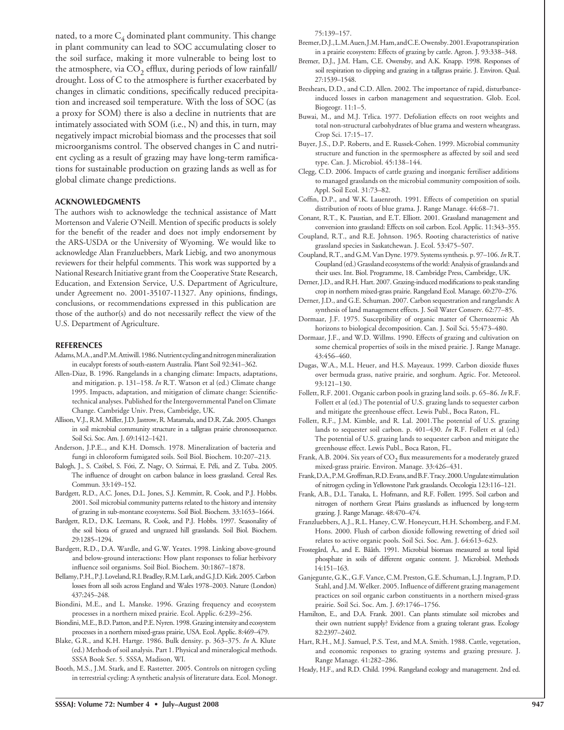nated, to a more $C_4$ dominated plant community. This change in plant community can lead to SOC accumulating closer to the soil surface, making it more vulnerable to being lost to the atmosphere, via $CO_2$ efflux, during periods of low rainfall/drought. Loss of C to the atmosphere is further exacerbated by changes in climatic conditions, specifically reduced precipitation and increased soil temperature. With the loss of SOC (as a proxy for SOM) there is also a decline in nutrients that are intimately associated with SOM (i.e., N) and this, in turn, may negatively impact microbial biomass and the processes that soil microorganisms control. The observed changes in C and nutrient cycling as a result of grazing may have long-term ramifications for sustainable production on grazing lands as well as for global climate change predictions.

## ACKNOWLEDGMENTS

The authors wish to acknowledge the technical assistance of Matt Mortenson and Valerie O'Neill. Mention of specific products is solely for the benefit of the reader and does not imply endorsement by the ARS-USDA or the University of Wyoming. We would like to acknowledge Alan Franzluebbers, Mark Liebig, and two anonymous reviewers for their helpful comments. This work was supported by a National Research Initiative grant from the Cooperative State Research, Education, and Extension Service, U.S. Department of Agriculture, under Agreement no. 2001-35107-11327. Any opinions, findings, conclusions, or recommendations expressed in this publication are those of the author(s) and do not necessarily reflect the view of the U.S. Department of Agriculture.

## REFERENCES

Adams, M.A., and P.M. Attiwill. 1986. Nutrient cycling and nitrogen mineralization in eucalypt forests of south-eastern Australia. Plant Soil 92:341–362.

Allen-Diaz, B. 1996. Rangelands in a changing climate: Impacts, adaptations, and mitigation. p. 131–158. *In* R.T. Watson et al (ed.) Climate change 1995. Impacts, adaptation, and mitigation of climate change: Scientific-technical analyses. Published for the Intergovernmental Panel on Climate Change. Cambridge Univ. Press, Cambridge, UK.

Allison, V.J., R.M. Miller, J.D. Jastrow, R. Matamala, and D.R. Zak. 2005. Changes in soil microbial community structure in a tallgrass prairie chronosequence. Soil Sci. Soc. Am. J. 69:1412–1421.

Anderson, J.P.E.., and K.H. Domsch. 1978. Mineralization of bacteria and fungi in chloroform fumigated soils. Soil Biol. Biochem. 10:207–213.

Balogh, J., S. Czóbel, S. Fóti, Z. Nagy, O. Szirmai, E. Péli, and Z. Tuba. 2005. The influence of drought on carbon balance in loess grassland. Cereal Res. Commun. 33:149–152.

Bardgett, R.D., A.C. Jones, D.L. Jones, S.J. Kemmitt, R. Cook, and P.J. Hobbs. 2001. Soil microbial community patterns related to the history and intensity of grazing in sub-montane ecosystems. Soil Biol. Biochem. 33:1653–1664.

Bardgett, R.D., D.K. Leemans, R. Cook, and P.J. Hobbs. 1997. Seasonality of the soil biota of grazed and ungrazed hill grasslands. Soil Biol. Biochem. 29:1285–1294.

Bardgett, R.D., D.A. Wardle, and G.W. Yeates. 1998. Linking above-ground and below-ground interactions: How plant responses to foliar herbivory influence soil organisms. Soil Biol. Biochem. 30:1867–1878.

Bellamy, P.H., P.J. Loveland, R.I. Bradley, R.M. Lark, and G.J.D. Kirk. 2005. Carbon losses from all soils across England and Wales 1978–2003. Nature (London) 437:245–248.

Biondini, M.E., and L. Manske. 1996. Grazing frequency and ecosystem processes in a northern mixed prairie. Ecol. Applic. 6:239–256.

Biondini, M.E., B.D. Patton, and P.E. Nyren. 1998. Grazing intensity and ecosystem processes in a northern mixed-grass prairie, USA. Ecol. Applic. 8:469–479.

Blake, G.R., and K.H. Hartge. 1986. Bulk density. p. 363–375. *In* A. Klute (ed.) Methods of soil analysis. Part 1. Physical and mineralogical methods. SSSA Book Ser. 5. SSSA, Madison, WI.

Booth, M.S., J.M. Stark, and E. Rastetter. 2005. Controls on nitrogen cycling in terrestrial cycling: A synthetic analysis of literature data. Ecol. Monogr. 75:139–157.

Bremer, D.J., L.M. Auen, J.M. Ham, and C.E. Owensby. 2001. Evapotranspiration in a prairie ecosystem: Effects of grazing by cattle. Agron. J. 93:338–348.

Bremer, D.J., J.M. Ham, C.E. Owensby, and A.K. Knapp. 1998. Responses of soil respiration to clipping and grazing in a tallgrass prairie. J. Environ. Qual. 27:1539–1548.

Breshears, D.D., and C.D. Allen. 2002. The importance of rapid, disturbance-induced losses in carbon management and sequestration. Glob. Ecol. Biogeogr. 11:1–5.

Buwai, M., and M.J. Trlica. 1977. Defoliation effects on root weights and total non-structural carbohydrates of blue grama and western wheatgrass. Crop Sci. 17:15–17.

Buyer, J.S., D.P. Roberts, and E. Russek-Cohen. 1999. Microbial community structure and function in the spermosphere as affected by soil and seed type. Can. J. Microbiol. 45:138–144.

Clegg, C.D. 2006. Impacts of cattle grazing and inorganic fertiliser additions to managed grasslands on the microbial community composition of soils. Appl. Soil Ecol. 31:73–82.

Coffin, D.P., and W.K. Lauenroth. 1991. Effects of competition on spatial distribution of roots of blue grama. J. Range Manage. 44:68–71.

Conant, R.T., K. Paustian, and E.T. Elliott. 2001. Grassland management and conversion into grassland: Effects on soil carbon. Ecol. Applic. 11:343–355.

Coupland, R.T., and R.E. Johnson. 1965. Rooting characteristics of native grassland species in Saskatchewan. J. Ecol. 53:475–507.

Coupland, R.T., and G.M. Van Dyne. 1979. Systems synthesis. p. 97–106. *In* R.T. Coupland (ed.) Grassland ecosystems of the world: Analysis of grasslands and their uses. Int. Biol. Programme, 18. Cambridge Press, Cambridge, UK.

Derner, J.D., and R.H. Hart. 2007. Grazing-induced modifications to peak standing crop in northern mixed-grass prairie. Rangeland Ecol. Manage. 60:270–276.

Derner, J.D., and G.E. Schuman. 2007. Carbon sequestration and rangelands: A synthesis of land management effects. J. Soil Water Conserv. 62:77–85.

Dormaar, J.F. 1975. Susceptibility of organic matter of Chernozemic Ah horizons to biological decomposition. Can. J. Soil Sci. 55:473–480.

Dormaar, J.F., and W.D. Willms. 1990. Effects of grazing and cultivation on some chemical properties of soils in the mixed prairie. J. Range Manage. 43:456–460.

Dugas, W.A., M.L. Heuer, and H.S. Mayeaux. 1999. Carbon dioxide fluxes over bermuda grass, native prairie, and sorghum. Agric. For. Meteorol. 93:121–130.

Follett, R.F. 2001. Organic carbon pools in grazing land soils. p. 65–86. *In* R.F. Follett et al (ed.) The potential of U.S. grazing lands to sequester carbon and mitigate the greenhouse effect. Lewis Publ., Boca Raton, FL.

Follett, R.F., J.M. Kimble, and R. Lal. 2001.The potential of U.S. grazing lands to sequester soil carbon. p. 401–430. *In* R.F. Follett et al (ed.) The potential of U.S. grazing lands to sequester carbon and mitigate the greenhouse effect. Lewis Publ., Boca Raton, FL.

Frank, A.B. 2004. Six years of $CO_2$ flux measurements for a moderately grazed mixed-grass prairie. Environ. Manage. 33:426–431.

Frank, D.A., P.M. Groffman, R.D. Evans, and B.F. Tracy. 2000. Ungulate stimulation of nitrogen cycling in Yellowstone Park grasslands. Oecologia 123:116–121.

Frank, A.B., D.L. Tanaka, L. Hofmann, and R.F. Follett. 1995. Soil carbon and nitrogen of northern Great Plains grasslands as influenced by long-term grazing. J. Range Manage. 48:470–474.

Franzluebbers, A.J., R.L. Haney, C.W. Honeycutt, H.H. Schomberg, and F.M. Hons. 2000. Flush of carbon dioxide following rewetting of dried soil relates to active organic pools. Soil Sci. Soc. Am. J. 64:613–623.

Frostegård, Å., and E. Bååth. 1991. Microbial biomass measured as total lipid phosphate in soils of different organic content. J. Microbiol. Methods 14:151–163.

Ganjegunte, G.K., G.F. Vance, C.M. Preston, G.E. Schuman, L.J. Ingram, P.D. Stahl, and J.M. Welker. 2005. Influence of different grazing management practices on soil organic carbon constituents in a northern mixed-grass prairie. Soil Sci. Soc. Am. J. 69:1746–1756.

Hamilton, E., and D.A. Frank. 2001. Can plants stimulate soil microbes and their own nutrient supply? Evidence from a grazing tolerant grass. Ecology 82:2397–2402.

Hart, R.H., M.J. Samuel, P.S. Test, and M.A. Smith. 1988. Cattle, vegetation, and economic responses to grazing systems and grazing pressure. J. Range Manage. 41:282–286.

Heady, H.F., and R.D. Child. 1994. Rangeland ecology and management. 2nd ed.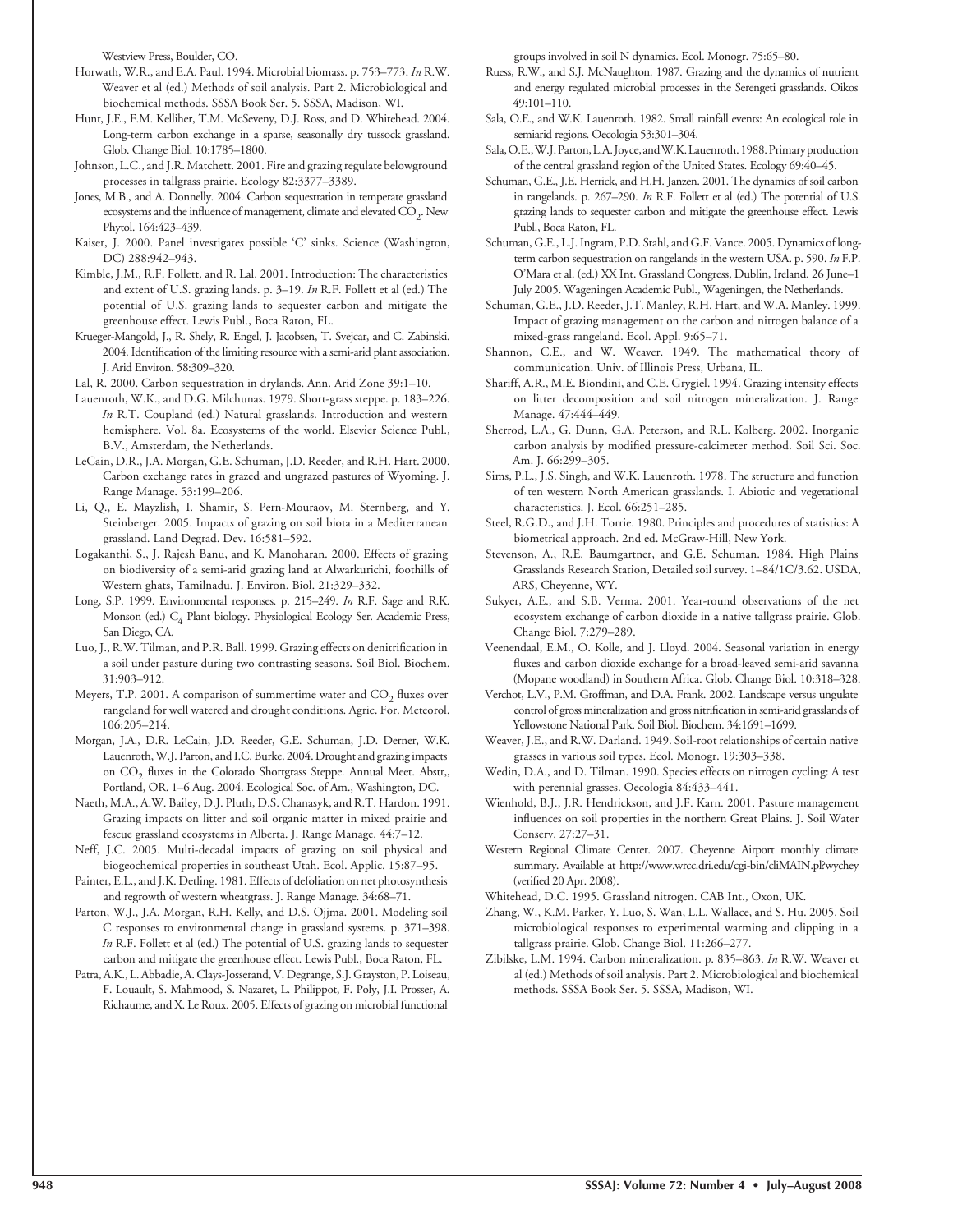Westview Press, Boulder, CO.

Horwath, W.R., and E.A. Paul. 1994. Microbial biomass. p. 753–773. *In* R.W. Weaver et al (ed.) Methods of soil analysis. Part 2. Microbiological and biochemical methods. SSSA Book Ser. 5. SSSA, Madison, WI.

Hunt, J.E., F.M. Kelliher, T.M. McSeveny, D.J. Ross, and D. Whitehead. 2004. Long-term carbon exchange in a sparse, seasonally dry tussock grassland. Glob. Change Biol. 10:1785–1800.

Johnson, L.C., and J.R. Matchett. 2001. Fire and grazing regulate belowground processes in tallgrass prairie. Ecology 82:3377–3389.

Jones, M.B., and A. Donnelly. 2004. Carbon sequestration in temperate grassland ecosystems and the influence of management, climate and elevated $CO_2$. New Phytol. 164:423–439.

Kaiser, J. 2000. Panel investigates possible 'C' sinks. Science (Washington, DC) 288:942–943.

Kimble, J.M., R.F. Follett, and R. Lal. 2001. Introduction: The characteristics and extent of U.S. grazing lands. p. 3–19. *In* R.F. Follett et al (ed.) The potential of U.S. grazing lands to sequester carbon and mitigate the greenhouse effect. Lewis Publ., Boca Raton, FL.

Krueger-Mangold, J., R. Shely, R. Engel, J. Jacobsen, T. Svejcar, and C. Zabinski. 2004. Identification of the limiting resource with a semi-arid plant association. J. Arid Environ. 58:309–320.

Lal, R. 2000. Carbon sequestration in drylands. Ann. Arid Zone 39:1–10.

Lauenroth, W.K., and D.G. Milchunas. 1979. Short-grass steppe. p. 183–226. *In* R.T. Coupland (ed.) Natural grasslands. Introduction and western hemisphere. Vol. 8a. Ecosystems of the world. Elsevier Science Publ., B.V., Amsterdam, the Netherlands.

LeCain, D.R., J.A. Morgan, G.E. Schuman, J.D. Reeder, and R.H. Hart. 2000. Carbon exchange rates in grazed and ungrazed pastures of Wyoming. J. Range Manage. 53:199–206.

Li, Q., E. Mayzlish, I. Shamir, S. Pern-Mouraov, M. Sternberg, and Y. Steinberger. 2005. Impacts of grazing on soil biota in a Mediterranean grassland. Land Degrad. Dev. 16:581–592.

Logakanthi, S., J. Rajesh Banu, and K. Manoharan. 2000. Effects of grazing on biodiversity of a semi-arid grazing land at Alwarkurichi, foothills of Western ghats, Tamilnadu. J. Environ. Biol. 21:329–332.

Long, S.P. 1999. Environmental responses. p. 215–249. *In* R.F. Sage and R.K. Monson (ed.) $C_4$ Plant biology. Physiological Ecology Ser. Academic Press, San Diego, CA.

Luo, J., R.W. Tilman, and P.R. Ball. 1999. Grazing effects on denitrification in a soil under pasture during two contrasting seasons. Soil Biol. Biochem. 31:903–912.

Meyers, T.P. 2001. A comparison of summertime water and $CO_2$ fluxes over rangeland for well watered and drought conditions. Agric. For. Meteorol. 106:205–214.

Morgan, J.A., D.R. LeCain, J.D. Reeder, G.E. Schuman, J.D. Derner, W.K. Lauenroth, W.J. Parton, and I.C. Burke. 2004. Drought and grazing impacts on $CO_2$ fluxes in the Colorado Shortgrass Steppe. Annual Meet. Abstr,, Portland, OR. 1–6 Aug. 2004. Ecological Soc. of Am., Washington, DC.

Naeth, M.A., A.W. Bailey, D.J. Pluth, D.S. Chanasyk, and R.T. Hardon. 1991. Grazing impacts on litter and soil organic matter in mixed prairie and fescue grassland ecosystems in Alberta. J. Range Manage. 44:7–12.

Neff, J.C. 2005. Multi-decadal impacts of grazing on soil physical and biogeochemical properties in southeast Utah. Ecol. Applic. 15:87–95.

Painter, E.L., and J.K. Detling. 1981. Effects of defoliation on net photosynthesis and regrowth of western wheatgrass. J. Range Manage. 34:68–71.

Parton, W.J., J.A. Morgan, R.H. Kelly, and D.S. Ojjma. 2001. Modeling soil C responses to environmental change in grassland systems. p. 371–398. *In* R.F. Follett et al (ed.) The potential of U.S. grazing lands to sequester carbon and mitigate the greenhouse effect. Lewis Publ., Boca Raton, FL.

Patra, A.K., L. Abbadie, A. Clays-Josserand, V. Degrange, S.J. Grayston, P. Loiseau, F. Louault, S. Mahmood, S. Nazaret, L. Philippot, F. Poly, J.I. Prosser, A. Richaume, and X. Le Roux. 2005. Effects of grazing on microbial functional groups involved in soil N dynamics. Ecol. Monogr. 75:65–80.

Ruess, R.W., and S.J. McNaughton. 1987. Grazing and the dynamics of nutrient and energy regulated microbial processes in the Serengeti grasslands. Oikos 49:101–110.

Sala, O.E., and W.K. Lauenroth. 1982. Small rainfall events: An ecological role in semiarid regions. Oecologia 53:301–304.

Sala, O.E., W.J. Parton, L.A. Joyce, and W.K. Lauenroth. 1988. Primary production of the central grassland region of the United States. Ecology 69:40–45.

Schuman, G.E., J.E. Herrick, and H.H. Janzen. 2001. The dynamics of soil carbon in rangelands. p. 267–290. *In* R.F. Follett et al (ed.) The potential of U.S. grazing lands to sequester carbon and mitigate the greenhouse effect. Lewis Publ., Boca Raton, FL.

Schuman, G.E., L.J. Ingram, P.D. Stahl, and G.F. Vance. 2005. Dynamics of long-term carbon sequestration on rangelands in the western USA. p. 590. *In* F.P. O'Mara et al. (ed.) XX Int. Grassland Congress, Dublin, Ireland. 26 June–1 July 2005. Wageningen Academic Publ., Wageningen, the Netherlands.

Schuman, G.E., J.D. Reeder, J.T. Manley, R.H. Hart, and W.A. Manley. 1999. Impact of grazing management on the carbon and nitrogen balance of a mixed-grass rangeland. Ecol. Appl. 9:65–71.

Shannon, C.E., and W. Weaver. 1949. The mathematical theory of communication. Univ. of Illinois Press, Urbana, IL.

Shariff, A.R., M.E. Biondini, and C.E. Grygiel. 1994. Grazing intensity effects on litter decomposition and soil nitrogen mineralization. J. Range Manage. 47:444–449.

Sherrod, L.A., G. Dunn, G.A. Peterson, and R.L. Kolberg. 2002. Inorganic carbon analysis by modified pressure-calcimeter method. Soil Sci. Soc. Am. J. 66:299–305.

Sims, P.L., J.S. Singh, and W.K. Lauenroth. 1978. The structure and function of ten western North American grasslands. I. Abiotic and vegetational characteristics. J. Ecol. 66:251–285.

Steel, R.G.D., and J.H. Torrie. 1980. Principles and procedures of statistics: A biometrical approach. 2nd ed. McGraw-Hill, New York.

Stevenson, A., R.E. Baumgartner, and G.E. Schuman. 1984. High Plains Grasslands Research Station, Detailed soil survey. 1–84/1C/3.62. USDA, ARS, Cheyenne, WY.

Sukyer, A.E., and S.B. Verma. 2001. Year-round observations of the net ecosystem exchange of carbon dioxide in a native tallgrass prairie. Glob. Change Biol. 7:279–289.

Veenendaal, E.M., O. Kolle, and J. Lloyd. 2004. Seasonal variation in energy fluxes and carbon dioxide exchange for a broad-leaved semi-arid savanna (Mopane woodland) in Southern Africa. Glob. Change Biol. 10:318–328.

Verchot, L.V., P.M. Groffman, and D.A. Frank. 2002. Landscape versus ungulate control of gross mineralization and gross nitrification in semi-arid grasslands of Yellowstone National Park. Soil Biol. Biochem. 34:1691–1699.

Weaver, J.E., and R.W. Darland. 1949. Soil-root relationships of certain native grasses in various soil types. Ecol. Monogr. 19:303–338.

Wedin, D.A., and D. Tilman. 1990. Species effects on nitrogen cycling: A test with perennial grasses. Oecologia 84:433–441.

Wienhold, B.J., J.R. Hendrickson, and J.F. Karn. 2001. Pasture management influences on soil properties in the northern Great Plains. J. Soil Water Conserv. 27:27–31.

Western Regional Climate Center. 2007. Cheyenne Airport monthly climate summary. Available at http://www.wrcc.dri.edu/cgi-bin/cliMAIN.pl?wychey (verified 20 Apr. 2008).

Whitehead, D.C. 1995. Grassland nitrogen. CAB Int., Oxon, UK.

Zhang, W., K.M. Parker, Y. Luo, S. Wan, L.L. Wallace, and S. Hu. 2005. Soil microbiological responses to experimental warming and clipping in a tallgrass prairie. Glob. Change Biol. 11:266–277.

Zibilske, L.M. 1994. Carbon mineralization. p. 835–863. *In* R.W. Weaver et al (ed.) Methods of soil analysis. Part 2. Microbiological and biochemical methods. SSSA Book Ser. 5. SSSA, Madison, WI.